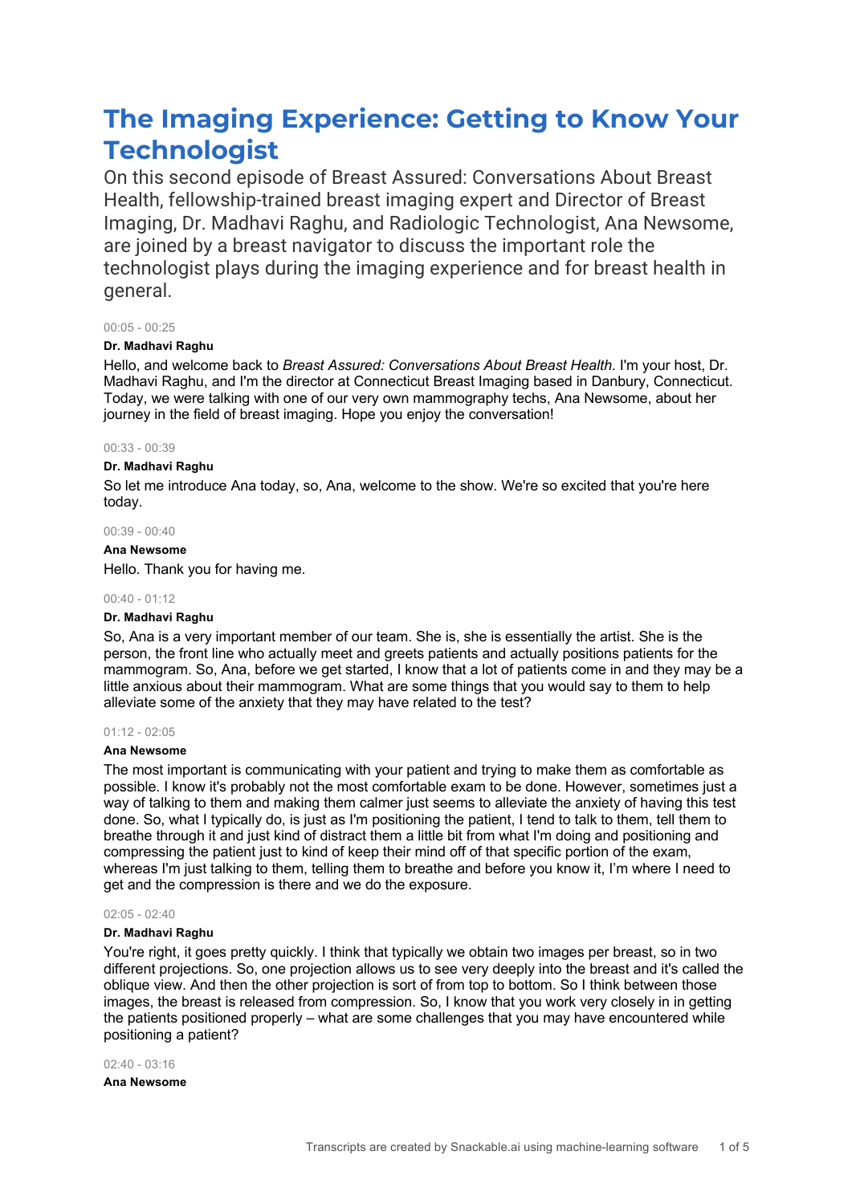# The Imaging Experience: Getting to Know Your Technologist

On this second episode of Breast Assured: Conversations About Breast Health, fellowship-trained breast imaging expert and Director of Breast Imaging, Dr. Madhavi Raghu, and Radiologic Technologist, Ana Newsome, are joined by a breast navigator to discuss the important role the technologist plays during the imaging experience and for breast health in general.

00:05 - 00:25

**Dr. Madhavi Raghu**

Hello, and welcome back to *Breast Assured: Conversations About Breast Health*. I'm your host, Dr. Madhavi Raghu, and I'm the director at Connecticut Breast Imaging based in Danbury, Connecticut. Today, we were talking with one of our very own mammography techs, Ana Newsome, about her journey in the field of breast imaging. Hope you enjoy the conversation!

00:33 - 00:39

**Dr. Madhavi Raghu**

So let me introduce Ana today, so, Ana, welcome to the show. We're so excited that you're here today.

00:39 - 00:40

**Ana Newsome**

Hello. Thank you for having me.

00:40 - 01:12

**Dr. Madhavi Raghu**

So, Ana is a very important member of our team. She is, she is essentially the artist. She is the person, the front line who actually meet and greets patients and actually positions patients for the mammogram. So, Ana, before we get started, I know that a lot of patients come in and they may be a little anxious about their mammogram. What are some things that you would say to them to help alleviate some of the anxiety that they may have related to the test?

01:12 - 02:05

**Ana Newsome**

The most important is communicating with your patient and trying to make them as comfortable as possible. I know it's probably not the most comfortable exam to be done. However, sometimes just a way of talking to them and making them calmer just seems to alleviate the anxiety of having this test done. So, what I typically do, is just as I'm positioning the patient, I tend to talk to them, tell them to breathe through it and just kind of distract them a little bit from what I'm doing and positioning and compressing the patient just to kind of keep their mind off of that specific portion of the exam, whereas I'm just talking to them, telling them to breathe and before you know it, I'm where I need to get and the compression is there and we do the exposure.

02:05 - 02:40

**Dr. Madhavi Raghu**

You're right, it goes pretty quickly. I think that typically we obtain two images per breast, so in two different projections. So, one projection allows us to see very deeply into the breast and it's called the oblique view. And then the other projection is sort of from top to bottom. So I think between those images, the breast is released from compression. So, I know that you work very closely in in getting the patients positioned properly – what are some challenges that you may have encountered while positioning a patient?

02:40 - 03:16

**Ana Newsome**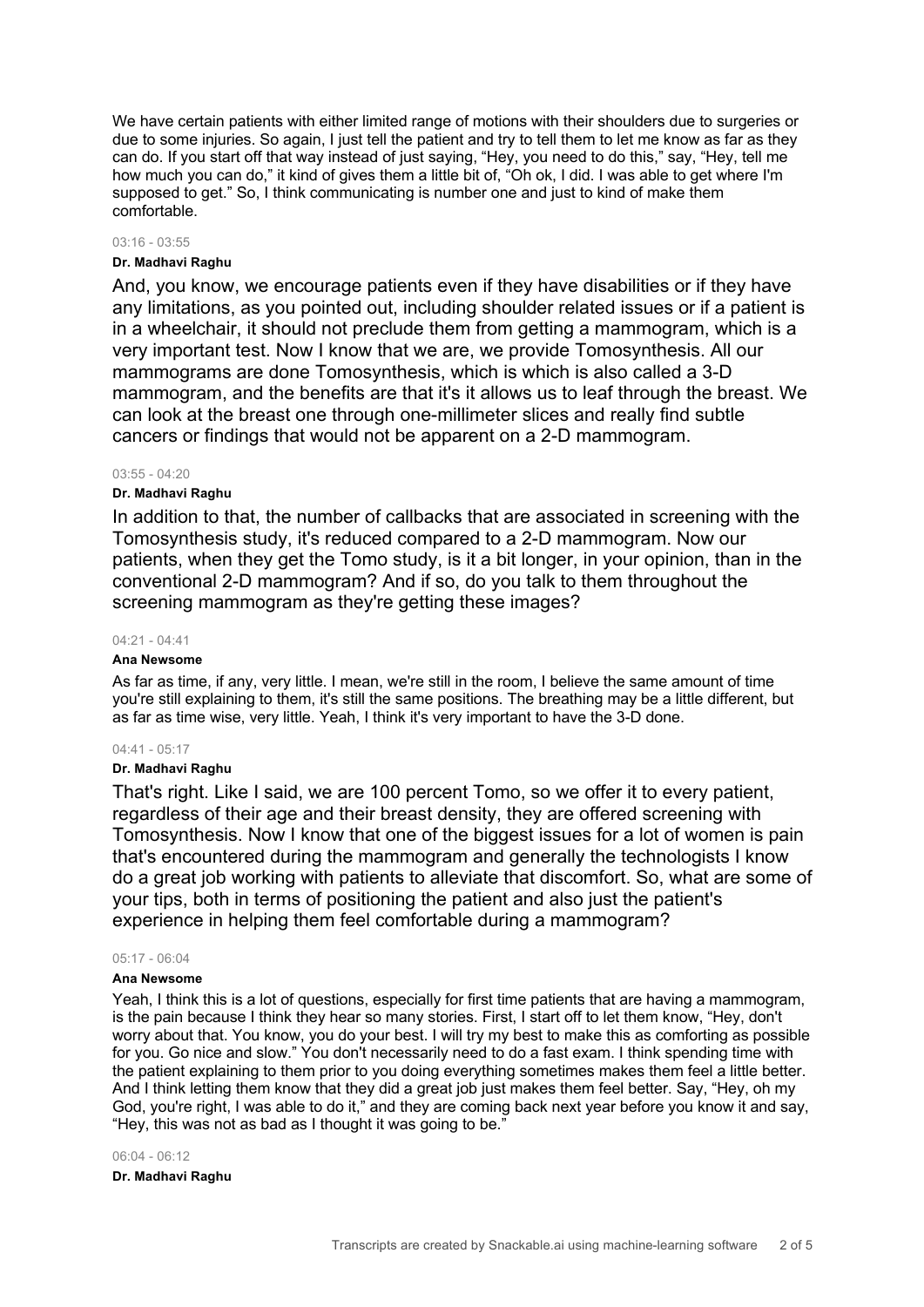We have certain patients with either limited range of motions with their shoulders due to surgeries or due to some injuries. So again, I just tell the patient and try to tell them to let me know as far as they can do. If you start off that way instead of just saying, "Hey, you need to do this," say, "Hey, tell me how much you can do," it kind of gives them a little bit of, "Oh ok, I did. I was able to get where I'm supposed to get." So, I think communicating is number one and just to kind of make them comfortable.

03:16 - 03:55

**Dr. Madhavi Raghu**

And, you know, we encourage patients even if they have disabilities or if they have any limitations, as you pointed out, including shoulder related issues or if a patient is in a wheelchair, it should not preclude them from getting a mammogram, which is a very important test. Now I know that we are, we provide Tomosynthesis. All our mammograms are done Tomosynthesis, which is which is also called a 3-D mammogram, and the benefits are that it's it allows us to leaf through the breast. We can look at the breast one through one-millimeter slices and really find subtle cancers or findings that would not be apparent on a 2-D mammogram.

03:55 - 04:20

**Dr. Madhavi Raghu**

In addition to that, the number of callbacks that are associated in screening with the Tomosynthesis study, it's reduced compared to a 2-D mammogram. Now our patients, when they get the Tomo study, is it a bit longer, in your opinion, than in the conventional 2-D mammogram? And if so, do you talk to them throughout the screening mammogram as they're getting these images?

04:21 - 04:41

**Ana Newsome**

As far as time, if any, very little. I mean, we're still in the room, I believe the same amount of time you're still explaining to them, it's still the same positions. The breathing may be a little different, but as far as time wise, very little. Yeah, I think it's very important to have the 3-D done.

04:41 - 05:17

**Dr. Madhavi Raghu**

That's right. Like I said, we are 100 percent Tomo, so we offer it to every patient, regardless of their age and their breast density, they are offered screening with Tomosynthesis. Now I know that one of the biggest issues for a lot of women is pain that's encountered during the mammogram and generally the technologists I know do a great job working with patients to alleviate that discomfort. So, what are some of your tips, both in terms of positioning the patient and also just the patient's experience in helping them feel comfortable during a mammogram?

05:17 - 06:04

**Ana Newsome**

Yeah, I think this is a lot of questions, especially for first time patients that are having a mammogram, is the pain because I think they hear so many stories. First, I start off to let them know, "Hey, don't worry about that. You know, you do your best. I will try my best to make this as comforting as possible for you. Go nice and slow." You don't necessarily need to do a fast exam. I think spending time with the patient explaining to them prior to you doing everything sometimes makes them feel a little better. And I think letting them know that they did a great job just makes them feel better. Say, "Hey, oh my God, you're right, I was able to do it," and they are coming back next year before you know it and say, "Hey, this was not as bad as I thought it was going to be."

06:04 - 06:12

**Dr. Madhavi Raghu**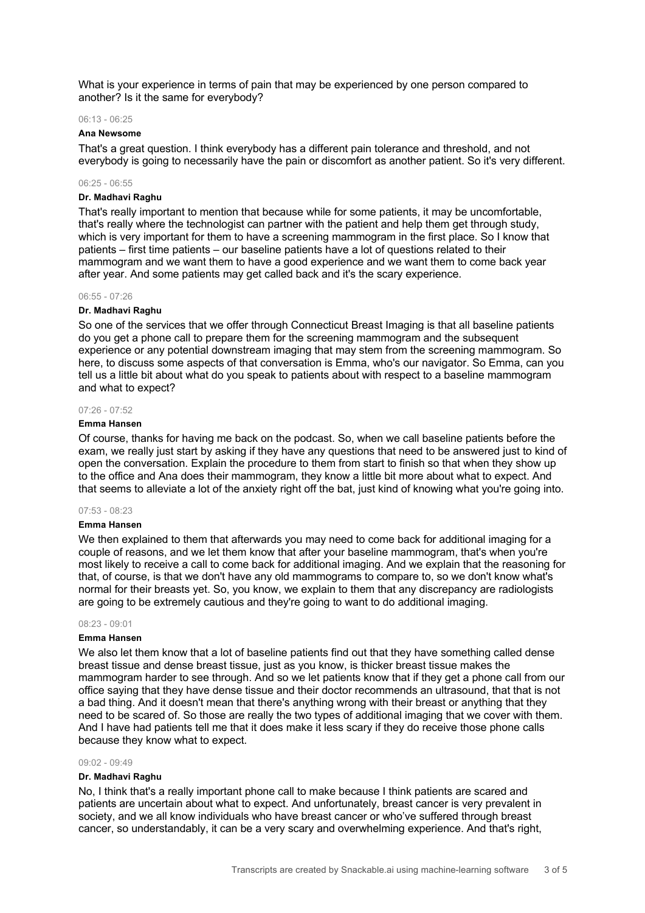What is your experience in terms of pain that may be experienced by one person compared to another? Is it the same for everybody?

06:13 - 06:25

**Ana Newsome**

That's a great question. I think everybody has a different pain tolerance and threshold, and not everybody is going to necessarily have the pain or discomfort as another patient. So it's very different.

06:25 - 06:55

**Dr. Madhavi Raghu**

That's really important to mention that because while for some patients, it may be uncomfortable, that's really where the technologist can partner with the patient and help them get through study, which is very important for them to have a screening mammogram in the first place. So I know that patients – first time patients – our baseline patients have a lot of questions related to their mammogram and we want them to have a good experience and we want them to come back year after year. And some patients may get called back and it's the scary experience.

06:55 - 07:26

**Dr. Madhavi Raghu**

So one of the services that we offer through Connecticut Breast Imaging is that all baseline patients do you get a phone call to prepare them for the screening mammogram and the subsequent experience or any potential downstream imaging that may stem from the screening mammogram. So here, to discuss some aspects of that conversation is Emma, who's our navigator. So Emma, can you tell us a little bit about what do you speak to patients about with respect to a baseline mammogram and what to expect?

07:26 - 07:52

**Emma Hansen**

Of course, thanks for having me back on the podcast. So, when we call baseline patients before the exam, we really just start by asking if they have any questions that need to be answered just to kind of open the conversation. Explain the procedure to them from start to finish so that when they show up to the office and Ana does their mammogram, they know a little bit more about what to expect. And that seems to alleviate a lot of the anxiety right off the bat, just kind of knowing what you're going into.

07:53 - 08:23

**Emma Hansen**

We then explained to them that afterwards you may need to come back for additional imaging for a couple of reasons, and we let them know that after your baseline mammogram, that's when you're most likely to receive a call to come back for additional imaging. And we explain that the reasoning for that, of course, is that we don't have any old mammograms to compare to, so we don't know what's normal for their breasts yet. So, you know, we explain to them that any discrepancy are radiologists are going to be extremely cautious and they're going to want to do additional imaging.

08:23 - 09:01

**Emma Hansen**

We also let them know that a lot of baseline patients find out that they have something called dense breast tissue and dense breast tissue, just as you know, is thicker breast tissue makes the mammogram harder to see through. And so we let patients know that if they get a phone call from our office saying that they have dense tissue and their doctor recommends an ultrasound, that that is not a bad thing. And it doesn't mean that there's anything wrong with their breast or anything that they need to be scared of. So those are really the two types of additional imaging that we cover with them. And I have had patients tell me that it does make it less scary if they do receive those phone calls because they know what to expect.

09:02 - 09:49

**Dr. Madhavi Raghu**

No, I think that's a really important phone call to make because I think patients are scared and patients are uncertain about what to expect. And unfortunately, breast cancer is very prevalent in society, and we all know individuals who have breast cancer or who've suffered through breast cancer, so understandably, it can be a very scary and overwhelming experience. And that's right,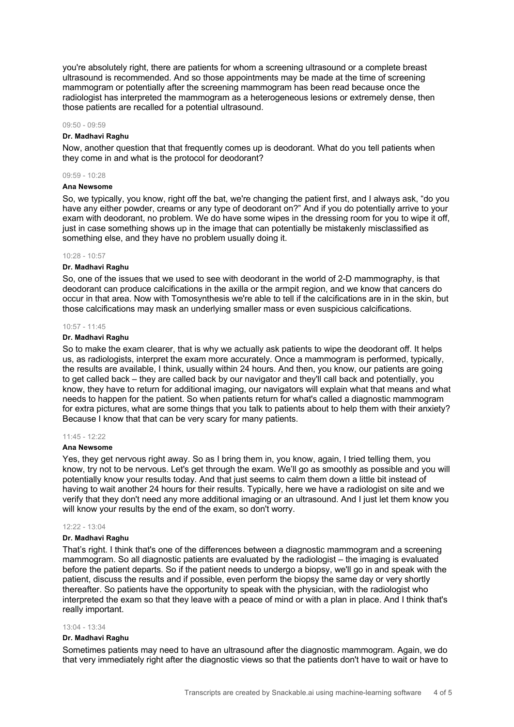you're absolutely right, there are patients for whom a screening ultrasound or a complete breast ultrasound is recommended. And so those appointments may be made at the time of screening mammogram or potentially after the screening mammogram has been read because once the radiologist has interpreted the mammogram as a heterogeneous lesions or extremely dense, then those patients are recalled for a potential ultrasound.

09:50 - 09:59

**Dr. Madhavi Raghu**

Now, another question that that frequently comes up is deodorant. What do you tell patients when they come in and what is the protocol for deodorant?

09:59 - 10:28

**Ana Newsome**

So, we typically, you know, right off the bat, we're changing the patient first, and I always ask, "do you have any either powder, creams or any type of deodorant on?" And if you do potentially arrive to your exam with deodorant, no problem. We do have some wipes in the dressing room for you to wipe it off, just in case something shows up in the image that can potentially be mistakenly misclassified as something else, and they have no problem usually doing it.

10:28 - 10:57

**Dr. Madhavi Raghu**

So, one of the issues that we used to see with deodorant in the world of 2-D mammography, is that deodorant can produce calcifications in the axilla or the armpit region, and we know that cancers do occur in that area. Now with Tomosynthesis we're able to tell if the calcifications are in in the skin, but those calcifications may mask an underlying smaller mass or even suspicious calcifications.

10:57 - 11:45

**Dr. Madhavi Raghu**

So to make the exam clearer, that is why we actually ask patients to wipe the deodorant off. It helps us, as radiologists, interpret the exam more accurately. Once a mammogram is performed, typically, the results are available, I think, usually within 24 hours. And then, you know, our patients are going to get called back – they are called back by our navigator and they'll call back and potentially, you know, they have to return for additional imaging, our navigators will explain what that means and what needs to happen for the patient. So when patients return for what's called a diagnostic mammogram for extra pictures, what are some things that you talk to patients about to help them with their anxiety? Because I know that that can be very scary for many patients.

11:45 - 12:22

**Ana Newsome**

Yes, they get nervous right away. So as I bring them in, you know, again, I tried telling them, you know, try not to be nervous. Let's get through the exam. We'll go as smoothly as possible and you will potentially know your results today. And that just seems to calm them down a little bit instead of having to wait another 24 hours for their results. Typically, here we have a radiologist on site and we verify that they don't need any more additional imaging or an ultrasound. And I just let them know you will know your results by the end of the exam, so don't worry.

12:22 - 13:04

**Dr. Madhavi Raghu**

That's right. I think that's one of the differences between a diagnostic mammogram and a screening mammogram. So all diagnostic patients are evaluated by the radiologist – the imaging is evaluated before the patient departs. So if the patient needs to undergo a biopsy, we'll go in and speak with the patient, discuss the results and if possible, even perform the biopsy the same day or very shortly thereafter. So patients have the opportunity to speak with the physician, with the radiologist who interpreted the exam so that they leave with a peace of mind or with a plan in place. And I think that's really important.

13:04 - 13:34

**Dr. Madhavi Raghu**

Sometimes patients may need to have an ultrasound after the diagnostic mammogram. Again, we do that very immediately right after the diagnostic views so that the patients don't have to wait or have to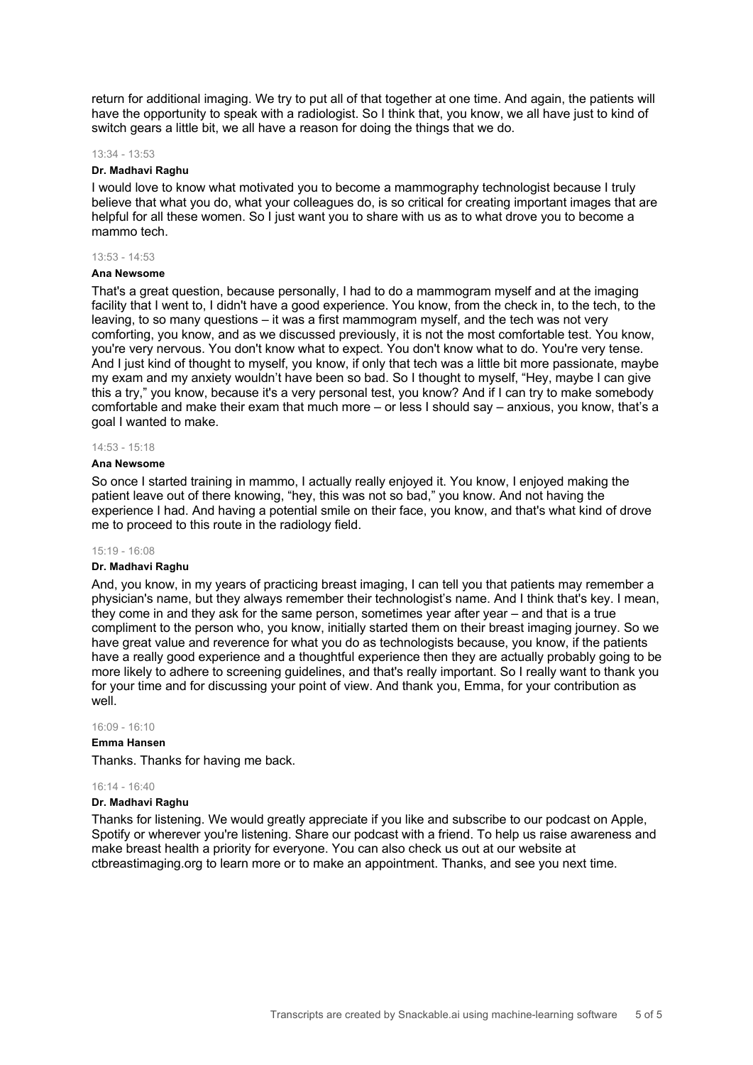return for additional imaging. We try to put all of that together at one time. And again, the patients will have the opportunity to speak with a radiologist. So I think that, you know, we all have just to kind of switch gears a little bit, we all have a reason for doing the things that we do.

13:34 - 13:53

**Dr. Madhavi Raghu**

I would love to know what motivated you to become a mammography technologist because I truly believe that what you do, what your colleagues do, is so critical for creating important images that are helpful for all these women. So I just want you to share with us as to what drove you to become a mammo tech.

13:53 - 14:53

**Ana Newsome**

That's a great question, because personally, I had to do a mammogram myself and at the imaging facility that I went to, I didn't have a good experience. You know, from the check in, to the tech, to the leaving, to so many questions – it was a first mammogram myself, and the tech was not very comforting, you know, and as we discussed previously, it is not the most comfortable test. You know, you're very nervous. You don't know what to expect. You don't know what to do. You're very tense. And I just kind of thought to myself, you know, if only that tech was a little bit more passionate, maybe my exam and my anxiety wouldn't have been so bad. So I thought to myself, "Hey, maybe I can give this a try," you know, because it's a very personal test, you know? And if I can try to make somebody comfortable and make their exam that much more – or less I should say – anxious, you know, that's a goal I wanted to make.

14:53 - 15:18

**Ana Newsome**

So once I started training in mammo, I actually really enjoyed it. You know, I enjoyed making the patient leave out of there knowing, "hey, this was not so bad," you know. And not having the experience I had. And having a potential smile on their face, you know, and that's what kind of drove me to proceed to this route in the radiology field.

15:19 - 16:08

**Dr. Madhavi Raghu**

And, you know, in my years of practicing breast imaging, I can tell you that patients may remember a physician's name, but they always remember their technologist's name. And I think that's key. I mean, they come in and they ask for the same person, sometimes year after year – and that is a true compliment to the person who, you know, initially started them on their breast imaging journey. So we have great value and reverence for what you do as technologists because, you know, if the patients have a really good experience and a thoughtful experience then they are actually probably going to be more likely to adhere to screening guidelines, and that's really important. So I really want to thank you for your time and for discussing your point of view. And thank you, Emma, for your contribution as well.

16:09 - 16:10

**Emma Hansen**

Thanks. Thanks for having me back.

16:14 - 16:40

**Dr. Madhavi Raghu**

Thanks for listening. We would greatly appreciate if you like and subscribe to our podcast on Apple, Spotify or wherever you're listening. Share our podcast with a friend. To help us raise awareness and make breast health a priority for everyone. You can also check us out at our website at ctbreastimaging.org to learn more or to make an appointment. Thanks, and see you next time.

Transcripts are created by Snackable.ai using machine-learning software